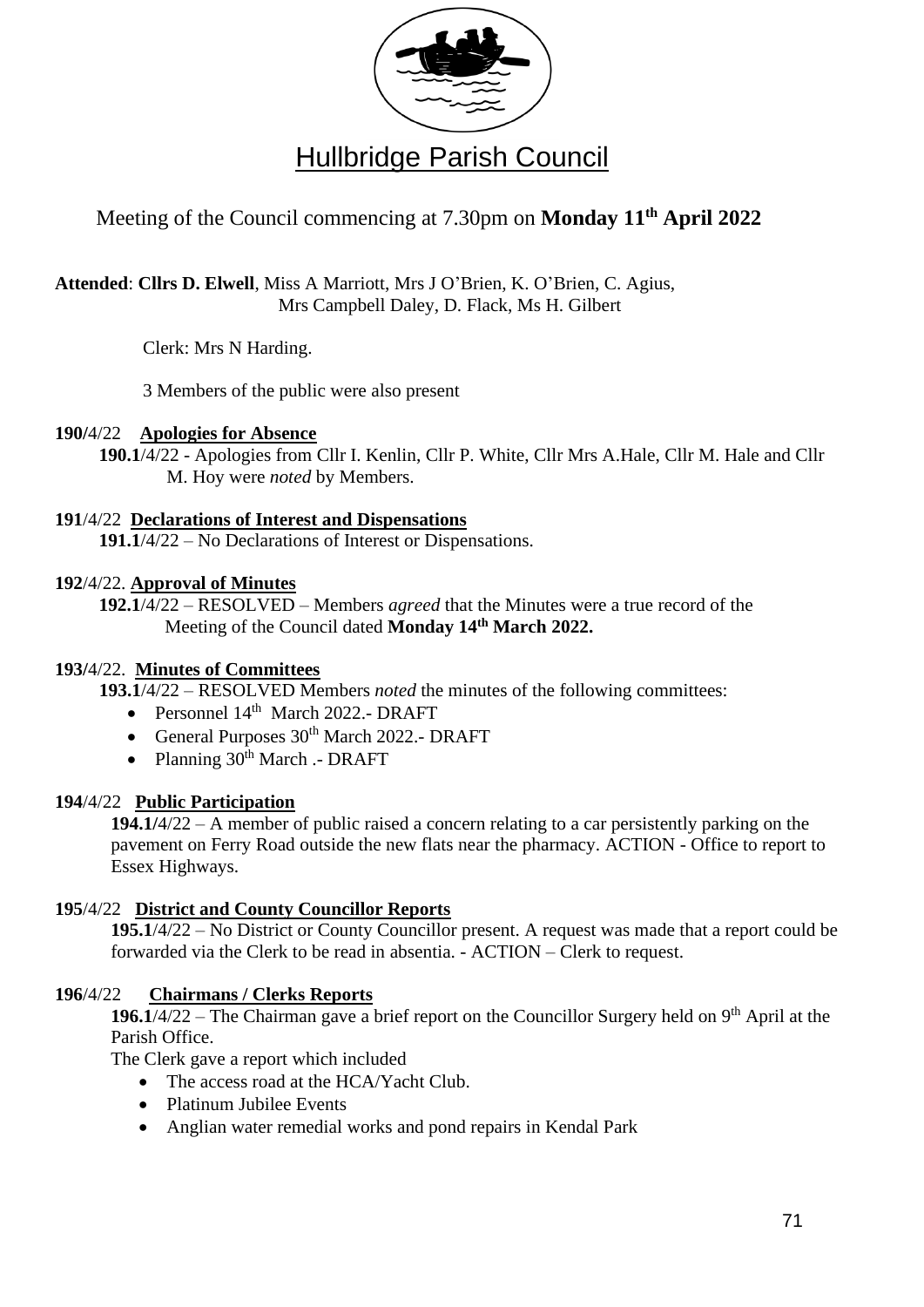# Hullbridge Parish Council

Meeting of the Council commencing at 7.30pm on **Monday 11th April 2022**

**Attended**: **Cllrs D. Elwell**, Miss A Marriott, Mrs J O'Brien, K. O'Brien, C. Agius, Mrs Campbell Daley, D. Flack, Ms H. Gilbert

Clerk: Mrs N Harding.

3 Members of the public were also present

**190**/4/22 **Apologies for Absence**

**190.1**/4/22 - Apologies from Cllr I. Kenlin, Cllr P. White, Cllr Mrs A.Hale, Cllr M. Hale and Cllr M. Hoy were *noted* by Members.

**191**/4/22 **Declarations of Interest and Dispensations**

**191.1**/4/22 – No Declarations of Interest or Dispensations.

**192**/4/22. **Approval of Minutes**

**192.1**/4/22 – RESOLVED – Members *agreed* that the Minutes were a true record of the Meeting of the Council dated **Monday 14th March 2022.**

**193**/4/22. **Minutes of Committees**

**193.1**/4/22 – RESOLVED Members *noted* the minutes of the following committees:

- Personnel 14th March 2022.- DRAFT
- General Purposes 30th March 2022.- DRAFT
- Planning 30th March .- DRAFT

**194**/4/22 **Public Participation**

**194.1**/4/22 – A member of public raised a concern relating to a car persistently parking on the pavement on Ferry Road outside the new flats near the pharmacy. ACTION - Office to report to Essex Highways.

**195**/4/22 **District and County Councillor Reports**

**195.1**/4/22 – No District or County Councillor present. A request was made that a report could be forwarded via the Clerk to be read in absentia. - ACTION – Clerk to request.

**196**/4/22 **Chairmans / Clerks Reports**

**196.1**/4/22 – The Chairman gave a brief report on the Councillor Surgery held on 9th April at the Parish Office.

The Clerk gave a report which included

- The access road at the HCA/Yacht Club.
- Platinum Jubilee Events
- Anglian water remedial works and pond repairs in Kendal Park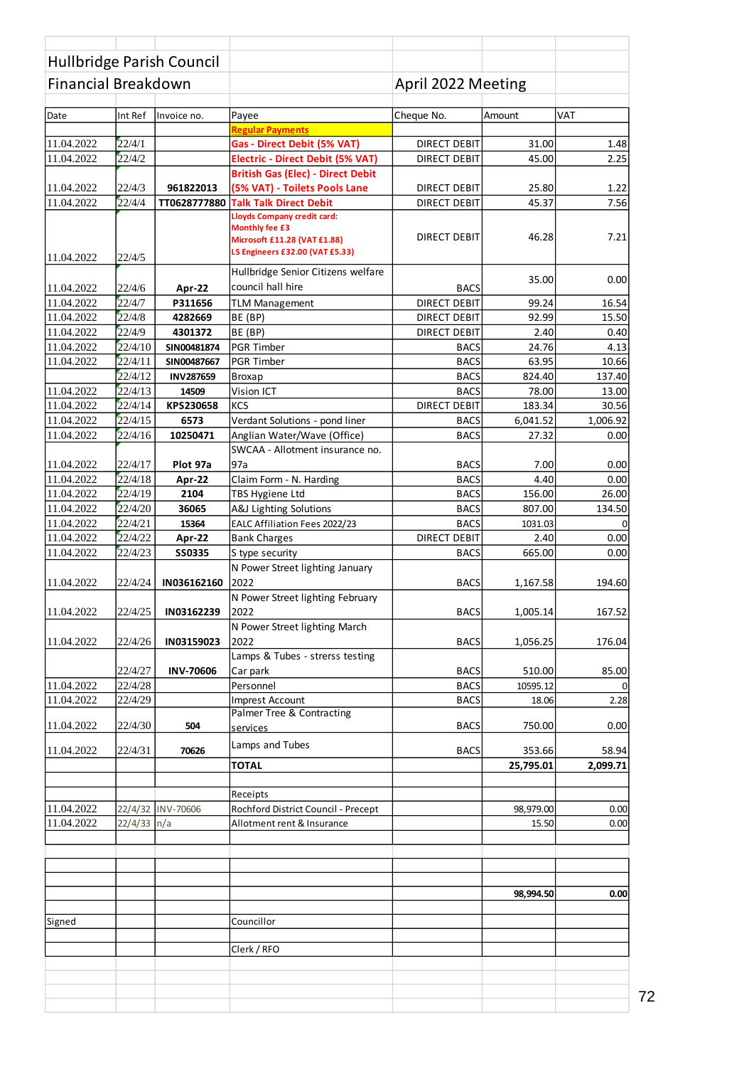# Hullbridge Parish Council

## Financial Breakdown — April 2022 Meeting

| Date | Int Ref | Invoice no. | Payee | Cheque No. | Amount | VAT |
|---|---|---|---|---|---|---|
| | | | **Regular Payments** | | | |
| 11.04.2022 | 22/4/1 | | **Gas - Direct Debit (5% VAT)** | DIRECT DEBIT | 31.00 | 1.48 |
| 11.04.2022 | 22/4/2 | | **Electric - Direct Debit (5% VAT)** | DIRECT DEBIT | 45.00 | 2.25 |
| 11.04.2022 | 22/4/3 | **961822013** | **British Gas (Elec) - Direct Debit (5% VAT) - Toilets Pools Lane** | DIRECT DEBIT | 25.80 | 1.22 |
| 11.04.2022 | 22/4/4 | **TT0628777880** | **Talk Talk Direct Debit** | DIRECT DEBIT | 45.37 | 7.56 |
| 11.04.2022 | 22/4/5 | | **Lloyds Company credit card: Monthly fee £3 Microsoft £11.28 (VAT £1.88) LS Engineers £32.00 (VAT £5.33)** | DIRECT DEBIT | 46.28 | 7.21 |
| 11.04.2022 | 22/4/6 | **Apr-22** | Hullbridge Senior Citizens welfare council hall hire | BACS | 35.00 | 0.00 |
| 11.04.2022 | 22/4/7 | **P311656** | TLM Management | DIRECT DEBIT | 99.24 | 16.54 |
| 11.04.2022 | 22/4/8 | **4282669** | BE (BP) | DIRECT DEBIT | 92.99 | 15.50 |
| 11.04.2022 | 22/4/9 | **4301372** | BE (BP) | DIRECT DEBIT | 2.40 | 0.40 |
| 11.04.2022 | 22/4/10 | **SIN00481874** | PGR Timber | BACS | 24.76 | 4.13 |
| 11.04.2022 | 22/4/11 | **SIN00487667** | PGR Timber | BACS | 63.95 | 10.66 |
| | 22/4/12 | **INV287659** | Broxap | BACS | 824.40 | 137.40 |
| 11.04.2022 | 22/4/13 | **14509** | Vision ICT | BACS | 78.00 | 13.00 |
| 11.04.2022 | 22/4/14 | **KPS230658** | KCS | DIRECT DEBIT | 183.34 | 30.56 |
| 11.04.2022 | 22/4/15 | **6573** | Verdant Solutions - pond liner | BACS | 6,041.52 | 1,006.92 |
| 11.04.2022 | 22/4/16 | **10250471** | Anglian Water/Wave (Office) | BACS | 27.32 | 0.00 |
| 11.04.2022 | 22/4/17 | **Plot 97a** | SWCAA - Allotment insurance no. 97a | BACS | 7.00 | 0.00 |
| 11.04.2022 | 22/4/18 | **Apr-22** | Claim Form - N. Harding | BACS | 4.40 | 0.00 |
| 11.04.2022 | 22/4/19 | **2104** | TBS Hygiene Ltd | BACS | 156.00 | 26.00 |
| 11.04.2022 | 22/4/20 | **36065** | A&J Lighting Solutions | BACS | 807.00 | 134.50 |
| 11.04.2022 | 22/4/21 | **15364** | EALC Affiliation Fees 2022/23 | BACS | 1031.03 | 0 |
| 11.04.2022 | 22/4/22 | **Apr-22** | Bank Charges | DIRECT DEBIT | 2.40 | 0.00 |
| 11.04.2022 | 22/4/23 | **SS0335** | S type security | BACS | 665.00 | 0.00 |
| 11.04.2022 | 22/4/24 | **IN036162160** | N Power Street lighting January 2022 | BACS | 1,167.58 | 194.60 |
| 11.04.2022 | 22/4/25 | **IN03162239** | N Power Street lighting February 2022 | BACS | 1,005.14 | 167.52 |
| 11.04.2022 | 22/4/26 | **IN03159023** | N Power Street lighting March 2022 | BACS | 1,056.25 | 176.04 |
| | 22/4/27 | **INV-70606** | Lamps & Tubes - strerss testing Car park | BACS | 510.00 | 85.00 |
| 11.04.2022 | 22/4/28 | | Personnel | BACS | 10595.12 | 0 |
| 11.04.2022 | 22/4/29 | | Imprest Account | BACS | 18.06 | 2.28 |
| 11.04.2022 | 22/4/30 | **504** | Palmer Tree & Contracting services | BACS | 750.00 | 0.00 |
| 11.04.2022 | 22/4/31 | **70626** | Lamps and Tubes | BACS | 353.66 | 58.94 |
| | | | **TOTAL** | | **25,795.01** | **2,099.71** |
| | | | | | | |
| | | | Receipts | | | |
| 11.04.2022 | 22/4/32 | INV-70606 | Rochford District Council - Precept | | 98,979.00 | 0.00 |
| 11.04.2022 | 22/4/33 | n/a | Allotment rent & Insurance | | 15.50 | 0.00 |
| | | | | | | |
| | | | | | **98,994.50** | **0.00** |
| Signed | | | Councillor | | | |
| | | | Clerk / RFO | | | |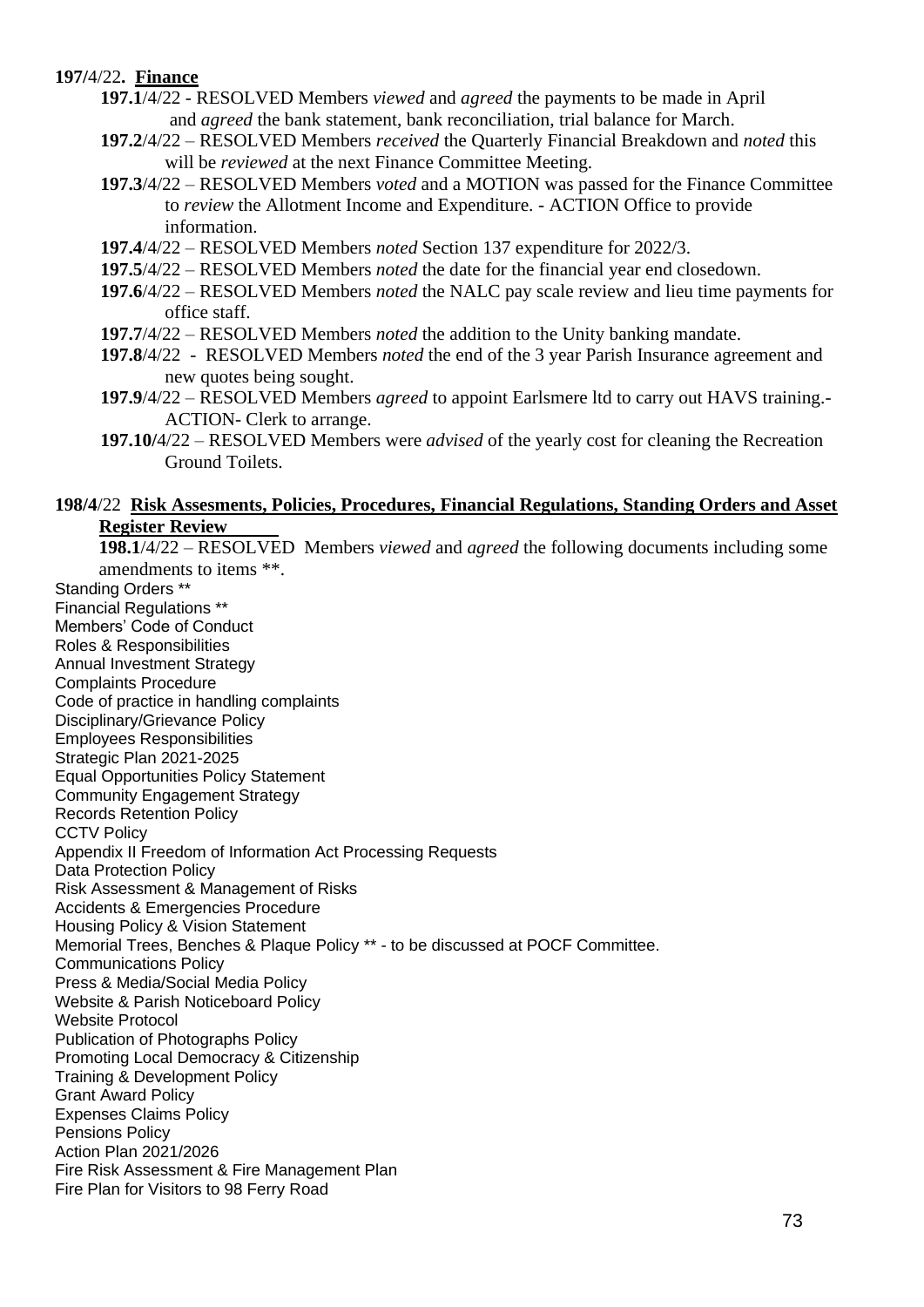**197/4/22. Finance**

**197.1**/4/22 - RESOLVED Members *viewed* and *agreed* the payments to be made in April and *agreed* the bank statement, bank reconciliation, trial balance for March.

**197.2**/4/22 – RESOLVED Members *received* the Quarterly Financial Breakdown and *noted* this will be *reviewed* at the next Finance Committee Meeting.

**197.3**/4/22 – RESOLVED Members *voted* and a MOTION was passed for the Finance Committee to *review* the Allotment Income and Expenditure. - ACTION Office to provide information.

**197.4**/4/22 – RESOLVED Members *noted* Section 137 expenditure for 2022/3.

**197.5**/4/22 – RESOLVED Members *noted* the date for the financial year end closedown.

**197.6**/4/22 – RESOLVED Members *noted* the NALC pay scale review and lieu time payments for office staff.

**197.7**/4/22 – RESOLVED Members *noted* the addition to the Unity banking mandate.

**197.8**/4/22 - RESOLVED Members *noted* the end of the 3 year Parish Insurance agreement and new quotes being sought.

**197.9**/4/22 – RESOLVED Members *agreed* to appoint Earlsmere ltd to carry out HAVS training.- ACTION- Clerk to arrange.

**197.10**/4/22 – RESOLVED Members were *advised* of the yearly cost for cleaning the Recreation Ground Toilets.

**198/4/22 Risk Assesments, Policies, Procedures, Financial Regulations, Standing Orders and Asset Register Review**

**198.1**/4/22 – RESOLVED Members *viewed* and *agreed* the following documents including some amendments to items **.

Standing Orders **
Financial Regulations **
Members' Code of Conduct
Roles & Responsibilities
Annual Investment Strategy
Complaints Procedure
Code of practice in handling complaints
Disciplinary/Grievance Policy
Employees Responsibilities
Strategic Plan 2021-2025
Equal Opportunities Policy Statement
Community Engagement Strategy
Records Retention Policy
CCTV Policy
Appendix II Freedom of Information Act Processing Requests
Data Protection Policy
Risk Assessment & Management of Risks
Accidents & Emergencies Procedure
Housing Policy & Vision Statement
Memorial Trees, Benches & Plaque Policy ** - to be discussed at POCF Committee.
Communications Policy
Press & Media/Social Media Policy
Website & Parish Noticeboard Policy
Website Protocol
Publication of Photographs Policy
Promoting Local Democracy & Citizenship
Training & Development Policy
Grant Award Policy
Expenses Claims Policy
Pensions Policy
Action Plan 2021/2026
Fire Risk Assessment & Fire Management Plan
Fire Plan for Visitors to 98 Ferry Road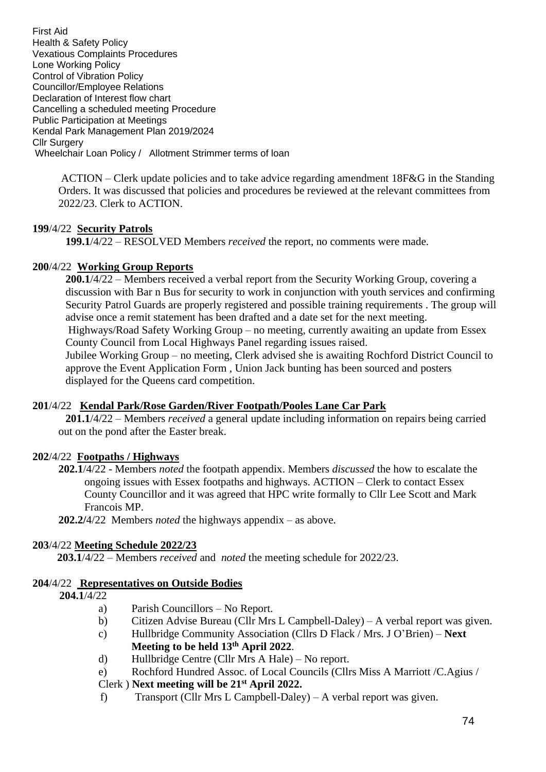First Aid
Health & Safety Policy
Vexatious Complaints Procedures
Lone Working Policy
Control of Vibration Policy
Councillor/Employee Relations
Declaration of Interest flow chart
Cancelling a scheduled meeting Procedure
Public Participation at Meetings
Kendal Park Management Plan 2019/2024
Cllr Surgery
Wheelchair Loan Policy / Allotment Strimmer terms of loan

ACTION – Clerk update policies and to take advice regarding amendment 18F&G in the Standing Orders. It was discussed that policies and procedures be reviewed at the relevant committees from 2022/23. Clerk to ACTION.

**199**/4/22 **Security Patrols**

**199.1**/4/22 – RESOLVED Members *received* the report, no comments were made.

**200**/4/22 **Working Group Reports**

**200.1**/4/22 – Members received a verbal report from the Security Working Group, covering a discussion with Bar n Bus for security to work in conjunction with youth services and confirming Security Patrol Guards are properly registered and possible training requirements . The group will advise once a remit statement has been drafted and a date set for the next meeting.

Highways/Road Safety Working Group – no meeting, currently awaiting an update from Essex County Council from Local Highways Panel regarding issues raised.

Jubilee Working Group – no meeting, Clerk advised she is awaiting Rochford District Council to approve the Event Application Form , Union Jack bunting has been sourced and posters displayed for the Queens card competition.

**201**/4/22 **Kendal Park/Rose Garden/River Footpath/Pooles Lane Car Park**

**201.1**/4/22 – Members *received* a general update including information on repairs being carried out on the pond after the Easter break.

**202**/4/22 **Footpaths / Highways**

**202.1**/4/22 - Members *noted* the footpath appendix. Members *discussed* the how to escalate the ongoing issues with Essex footpaths and highways. ACTION – Clerk to contact Essex County Councillor and it was agreed that HPC write formally to Cllr Lee Scott and Mark Francois MP.

**202.2**/4/22 Members *noted* the highways appendix – as above.

**203**/4/22 **Meeting Schedule 2022/23**

**203.1**/4/22 – Members *received* and *noted* the meeting schedule for 2022/23.

**204**/4/22 **Representatives on Outside Bodies**

**204.1**/4/22

a) Parish Councillors – No Report.
b) Citizen Advise Bureau (Cllr Mrs L Campbell-Daley) – A verbal report was given.
c) Hullbridge Community Association (Cllrs D Flack / Mrs. J O'Brien) – **Next Meeting to be held 13th April 2022**.
d) Hullbridge Centre (Cllr Mrs A Hale) – No report.
e) Rochford Hundred Assoc. of Local Councils (Cllrs Miss A Marriott /C.Agius / Clerk ) **Next meeting will be 21st April 2022.**
f) Transport (Cllr Mrs L Campbell-Daley) – A verbal report was given.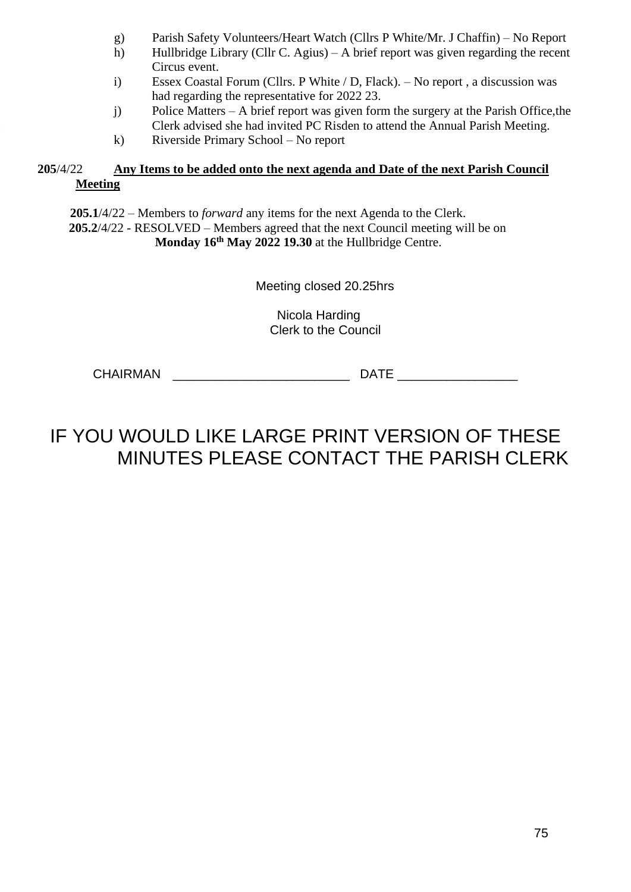g) Parish Safety Volunteers/Heart Watch (Cllrs P White/Mr. J Chaffin) – No Report
h) Hullbridge Library (Cllr C. Agius) – A brief report was given regarding the recent Circus event.
i) Essex Coastal Forum (Cllrs. P White / D, Flack). – No report , a discussion was had regarding the representative for 2022 23.
j) Police Matters – A brief report was given form the surgery at the Parish Office,the Clerk advised she had invited PC Risden to attend the Annual Parish Meeting.
k) Riverside Primary School – No report

**205**/4/22 **<u>Any Items to be added onto the next agenda and Date of the next Parish Council Meeting</u>**

**205.1**/4/22 – Members to *forward* any items for the next Agenda to the Clerk.

**205.2**/4/22 - RESOLVED – Members agreed that the next Council meeting will be on **Monday 16th May 2022 19.30** at the Hullbridge Centre.

Meeting closed 20.25hrs

Nicola Harding
Clerk to the Council

CHAIRMAN ________________________ DATE ________________

IF YOU WOULD LIKE LARGE PRINT VERSION OF THESE MINUTES PLEASE CONTACT THE PARISH CLERK